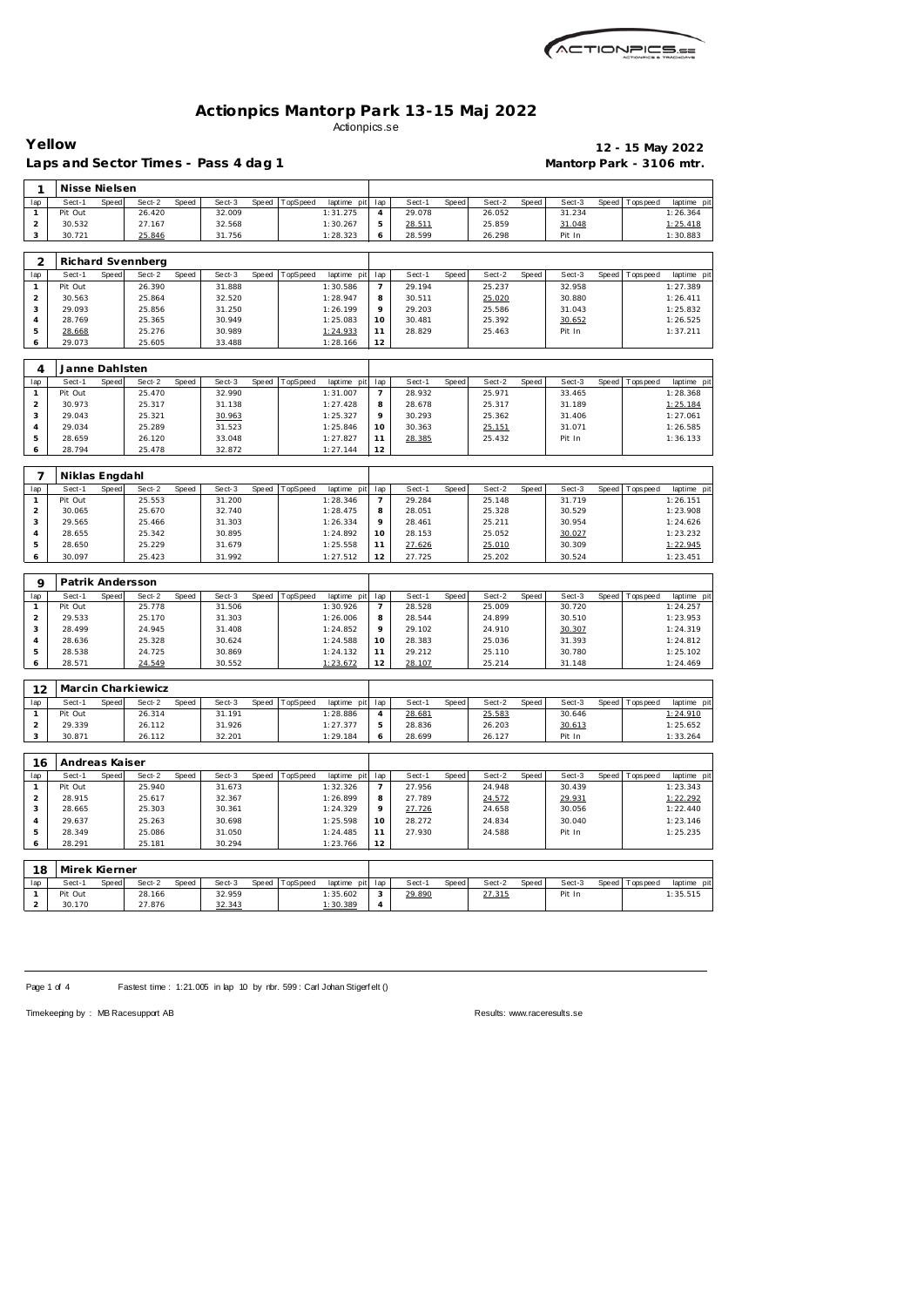# Actionpics Mantorp Park 13-15 Maj 2022

Actionpics.se

**Yellow** — **12 - 15 May 2022**

**Laps and Sector Times - Pass 4 dag 1** — **Mantorp Park - 3106 mtr.**

## 1 Nisse Nielsen

| lap | Sect-1 | Speed | Sect-2 | Speed | Sect-3 | Speed | TopSpeed | laptime pit | lap | Sect-1 | Speed | Sect-2 | Speed | Sect-3 | Speed | Topspeed | laptime pit |
|---|---|---|---|---|---|---|---|---|---|---|---|---|---|---|---|---|---|
| 1 | Pit Out | | 26.420 | | 32.009 | | | 1:31.275 | 4 | 29.078 | | 26.052 | | 31.234 | | | 1:26.364 |
| 2 | 30.532 | | 27.167 | | 32.568 | | | 1:30.267 | 5 | 28.511 | | 25.859 | | 31.048 | | | 1:25.418 |
| 3 | 30.721 | | 25.846 | | 31.756 | | | 1:28.323 | 6 | 28.599 | | 26.298 | | Pit In | | | 1:30.883 |

## 2 Richard Svennberg

| lap | Sect-1 | Speed | Sect-2 | Speed | Sect-3 | Speed | TopSpeed | laptime pit | lap | Sect-1 | Speed | Sect-2 | Speed | Sect-3 | Speed | Topspeed | laptime pit |
|---|---|---|---|---|---|---|---|---|---|---|---|---|---|---|---|---|---|
| 1 | Pit Out | | 26.390 | | 31.888 | | | 1:30.586 | 7 | 29.194 | | 25.237 | | 32.958 | | | 1:27.389 |
| 2 | 30.563 | | 25.864 | | 32.520 | | | 1:28.947 | 8 | 30.511 | | 25.020 | | 30.880 | | | 1:26.411 |
| 3 | 29.093 | | 25.856 | | 31.250 | | | 1:26.199 | 9 | 29.203 | | 25.586 | | 31.043 | | | 1:25.832 |
| 4 | 28.769 | | 25.365 | | 30.949 | | | 1:25.083 | 10 | 30.481 | | 25.392 | | 30.652 | | | 1:26.525 |
| 5 | 28.668 | | 25.276 | | 30.989 | | | 1:24.933 | 11 | 28.829 | | 25.463 | | Pit In | | | 1:37.211 |
| 6 | 29.073 | | 25.605 | | 33.488 | | | 1:28.166 | 12 | | | | | | | | |

## 4 Janne Dahlsten

| lap | Sect-1 | Speed | Sect-2 | Speed | Sect-3 | Speed | TopSpeed | laptime pit | lap | Sect-1 | Speed | Sect-2 | Speed | Sect-3 | Speed | Topspeed | laptime pit |
|---|---|---|---|---|---|---|---|---|---|---|---|---|---|---|---|---|---|
| 1 | Pit Out | | 25.470 | | 32.990 | | | 1:31.007 | 7 | 28.932 | | 25.971 | | 33.465 | | | 1:28.368 |
| 2 | 30.973 | | 25.317 | | 31.138 | | | 1:27.428 | 8 | 28.678 | | 25.317 | | 31.189 | | | 1:25.184 |
| 3 | 29.043 | | 25.321 | | 30.963 | | | 1:25.327 | 9 | 30.293 | | 25.362 | | 31.406 | | | 1:27.061 |
| 4 | 29.034 | | 25.289 | | 31.523 | | | 1:25.846 | 10 | 30.363 | | 25.151 | | 31.071 | | | 1:26.585 |
| 5 | 28.659 | | 26.120 | | 33.048 | | | 1:27.827 | 11 | 28.385 | | 25.432 | | Pit In | | | 1:36.133 |
| 6 | 28.794 | | 25.478 | | 32.872 | | | 1:27.144 | 12 | | | | | | | | |

## 7 Niklas Engdahl

| lap | Sect-1 | Speed | Sect-2 | Speed | Sect-3 | Speed | TopSpeed | laptime pit | lap | Sect-1 | Speed | Sect-2 | Speed | Sect-3 | Speed | Topspeed | laptime pit |
|---|---|---|---|---|---|---|---|---|---|---|---|---|---|---|---|---|---|
| 1 | Pit Out | | 25.553 | | 31.200 | | | 1:28.346 | 7 | 29.284 | | 25.148 | | 31.719 | | | 1:26.151 |
| 2 | 30.065 | | 25.670 | | 32.740 | | | 1:28.475 | 8 | 28.051 | | 25.328 | | 30.529 | | | 1:23.908 |
| 3 | 29.565 | | 25.466 | | 31.303 | | | 1:26.334 | 9 | 28.461 | | 25.211 | | 30.954 | | | 1:24.626 |
| 4 | 28.655 | | 25.342 | | 30.895 | | | 1:24.892 | 10 | 28.153 | | 25.052 | | 30.027 | | | 1:23.232 |
| 5 | 28.650 | | 25.229 | | 31.679 | | | 1:25.558 | 11 | 27.626 | | 25.010 | | 30.309 | | | 1:22.945 |
| 6 | 30.097 | | 25.423 | | 31.992 | | | 1:27.512 | 12 | 27.725 | | 25.202 | | 30.524 | | | 1:23.451 |

## 9 Patrik Andersson

| lap | Sect-1 | Speed | Sect-2 | Speed | Sect-3 | Speed | TopSpeed | laptime pit | lap | Sect-1 | Speed | Sect-2 | Speed | Sect-3 | Speed | Topspeed | laptime pit |
|---|---|---|---|---|---|---|---|---|---|---|---|---|---|---|---|---|---|
| 1 | Pit Out | | 25.778 | | 31.506 | | | 1:30.926 | 7 | 28.528 | | 25.009 | | 30.720 | | | 1:24.257 |
| 2 | 29.533 | | 25.170 | | 31.303 | | | 1:26.006 | 8 | 28.544 | | 24.899 | | 30.510 | | | 1:23.953 |
| 3 | 28.499 | | 24.945 | | 31.408 | | | 1:24.852 | 9 | 29.102 | | 24.910 | | 30.307 | | | 1:24.319 |
| 4 | 28.636 | | 25.328 | | 30.624 | | | 1:24.588 | 10 | 28.383 | | 25.036 | | 31.393 | | | 1:24.812 |
| 5 | 28.538 | | 24.725 | | 30.869 | | | 1:24.132 | 11 | 29.212 | | 25.110 | | 30.780 | | | 1:25.102 |
| 6 | 28.571 | | 24.549 | | 30.552 | | | 1:23.672 | 12 | 28.107 | | 25.214 | | 31.148 | | | 1:24.469 |

## 12 Marcin Charkiewicz

| lap | Sect-1 | Speed | Sect-2 | Speed | Sect-3 | Speed | TopSpeed | laptime pit | lap | Sect-1 | Speed | Sect-2 | Speed | Sect-3 | Speed | Topspeed | laptime pit |
|---|---|---|---|---|---|---|---|---|---|---|---|---|---|---|---|---|---|
| 1 | Pit Out | | 26.314 | | 31.191 | | | 1:28.886 | 4 | 28.681 | | 25.583 | | 30.646 | | | 1:24.910 |
| 2 | 29.339 | | 26.112 | | 31.926 | | | 1:27.377 | 5 | 28.836 | | 26.203 | | 30.613 | | | 1:25.652 |
| 3 | 30.871 | | 26.112 | | 32.201 | | | 1:29.184 | 6 | 28.699 | | 26.127 | | Pit In | | | 1:33.264 |

## 16 Andreas Kaiser

| lap | Sect-1 | Speed | Sect-2 | Speed | Sect-3 | Speed | TopSpeed | laptime pit | lap | Sect-1 | Speed | Sect-2 | Speed | Sect-3 | Speed | Topspeed | laptime pit |
|---|---|---|---|---|---|---|---|---|---|---|---|---|---|---|---|---|---|
| 1 | Pit Out | | 25.940 | | 31.673 | | | 1:32.326 | 7 | 27.956 | | 24.948 | | 30.439 | | | 1:23.343 |
| 2 | 28.915 | | 25.617 | | 32.367 | | | 1:26.899 | 8 | 27.789 | | 24.572 | | 29.931 | | | 1:22.292 |
| 3 | 28.665 | | 25.303 | | 30.361 | | | 1:24.329 | 9 | 27.726 | | 24.658 | | 30.056 | | | 1:22.440 |
| 4 | 29.637 | | 25.263 | | 30.698 | | | 1:25.598 | 10 | 28.272 | | 24.834 | | 30.040 | | | 1:23.146 |
| 5 | 28.349 | | 25.086 | | 31.050 | | | 1:24.485 | 11 | 27.930 | | 24.588 | | Pit In | | | 1:25.235 |
| 6 | 28.291 | | 25.181 | | 30.294 | | | 1:23.766 | 12 | | | | | | | | |

## 18 Mirek Kierner

| lap | Sect-1 | Speed | Sect-2 | Speed | Sect-3 | Speed | TopSpeed | laptime pit | lap | Sect-1 | Speed | Sect-2 | Speed | Sect-3 | Speed | Topspeed | laptime pit |
|---|---|---|---|---|---|---|---|---|---|---|---|---|---|---|---|---|---|
| 1 | Pit Out | | 28.166 | | 32.959 | | | 1:35.602 | 3 | 29.890 | | 27.315 | | Pit In | | | 1:35.515 |
| 2 | 30.170 | | 27.876 | | 32.343 | | | 1:30.389 | 4 | | | | | | | | |

Fastest time : 1:21.005 in lap 10 by nbr. 599 : Carl Johan Stigerfelt ()

Timekeeping by : MB Racesupport AB

Results: www.raceresults.se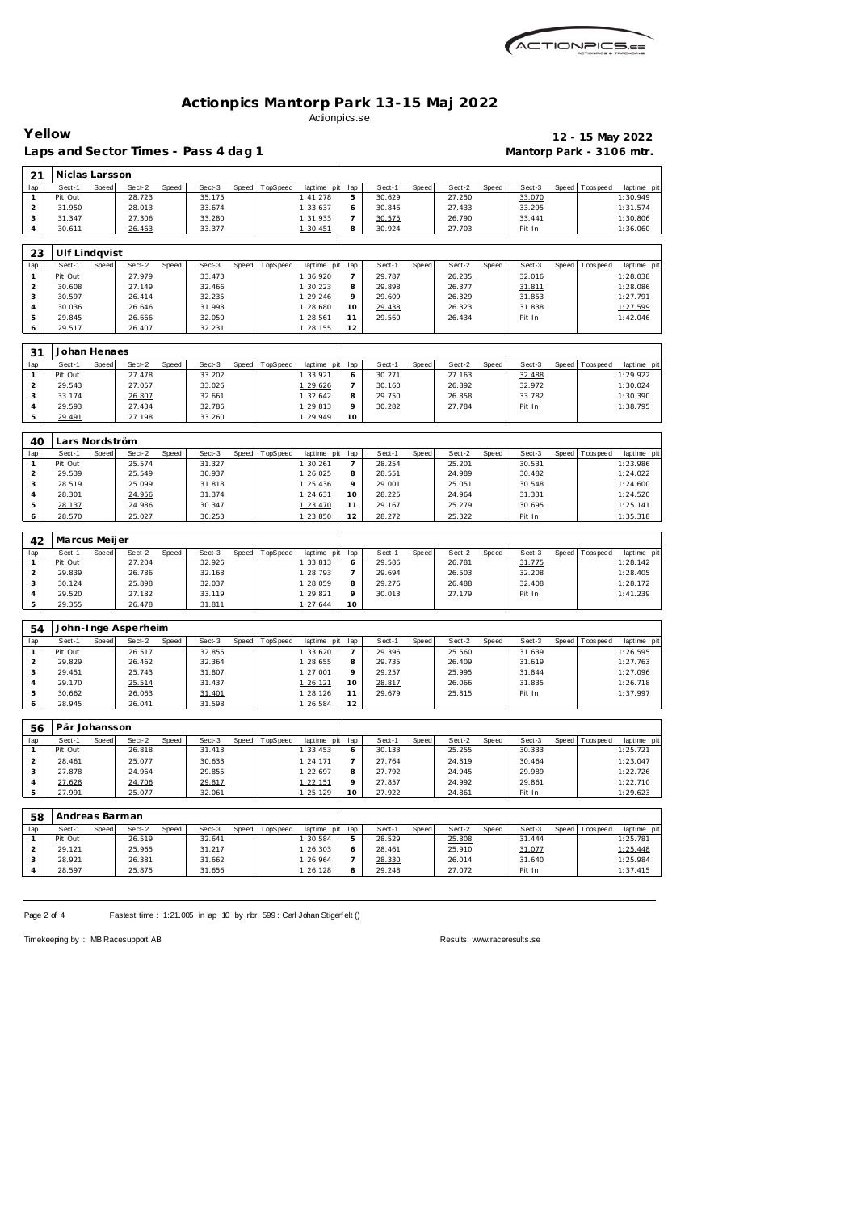# Actionpics Mantorp Park 13-15 Maj 2022

Actionpics.se

**Yellow** — **12 - 15 May 2022**

**Laps and Sector Times - Pass 4 dag 1** — **Mantorp Park - 3106 mtr.**

| 21 | Niclas Larsson | | | | | | | | | | | | | | | | | |
|---|---|---|---|---|---|---|---|---|---|---|---|---|---|---|---|---|---|---|
| lap | Sect-1 | Speed | Sect-2 | Speed | Sect-3 | Speed | TopSpeed | laptime pit | lap | Sect-1 | Speed | Sect-2 | Speed | Sect-3 | Speed | Topspeed | laptime pit |
| 1 | Pit Out | | 28.723 | | 35.175 | | | 1:41.278 | 5 | 30.629 | | 27.250 | | 33.070 | | | 1:30.949 |
| 2 | 31.950 | | 28.013 | | 33.674 | | | 1:33.637 | 6 | 30.846 | | 27.433 | | 33.295 | | | 1:31.574 |
| 3 | 31.347 | | 27.306 | | 33.280 | | | 1:31.933 | 7 | 30.575 | | 26.790 | | 33.441 | | | 1:30.806 |
| 4 | 30.611 | | 26.463 | | 33.377 | | | 1:30.451 | 8 | 30.924 | | 27.703 | | Pit In | | | 1:36.060 |

| 23 | Ulf Lindqvist | | | | | | | | | | | | | | | | |
|---|---|---|---|---|---|---|---|---|---|---|---|---|---|---|---|---|---|
| lap | Sect-1 | Speed | Sect-2 | Speed | Sect-3 | Speed | TopSpeed | laptime pit | lap | Sect-1 | Speed | Sect-2 | Speed | Sect-3 | Speed | Topspeed | laptime pit |
| 1 | Pit Out | | 27.979 | | 33.473 | | | 1:36.920 | 7 | 29.787 | | 26.235 | | 32.016 | | | 1:28.038 |
| 2 | 30.608 | | 27.149 | | 32.466 | | | 1:30.223 | 8 | 29.898 | | 26.377 | | 31.811 | | | 1:28.086 |
| 3 | 30.597 | | 26.414 | | 32.235 | | | 1:29.246 | 9 | 29.609 | | 26.329 | | 31.853 | | | 1:27.791 |
| 4 | 30.036 | | 26.646 | | 31.998 | | | 1:28.680 | 10 | 29.438 | | 26.323 | | 31.838 | | | 1:27.599 |
| 5 | 29.845 | | 26.666 | | 32.050 | | | 1:28.561 | 11 | 29.560 | | 26.434 | | Pit In | | | 1:42.046 |
| 6 | 29.517 | | 26.407 | | 32.231 | | | 1:28.155 | 12 | | | | | | | | |

| 31 | Johan Henaes | | | | | | | | | | | | | | | | |
|---|---|---|---|---|---|---|---|---|---|---|---|---|---|---|---|---|---|
| lap | Sect-1 | Speed | Sect-2 | Speed | Sect-3 | Speed | TopSpeed | laptime pit | lap | Sect-1 | Speed | Sect-2 | Speed | Sect-3 | Speed | Topspeed | laptime pit |
| 1 | Pit Out | | 27.478 | | 33.202 | | | 1:33.921 | 6 | 30.271 | | 27.163 | | 32.488 | | | 1:29.922 |
| 2 | 29.543 | | 27.057 | | 33.026 | | | 1:29.626 | 7 | 30.160 | | 26.892 | | 32.972 | | | 1:30.024 |
| 3 | 33.174 | | 26.807 | | 32.661 | | | 1:32.642 | 8 | 29.750 | | 26.858 | | 33.782 | | | 1:30.390 |
| 4 | 29.593 | | 27.434 | | 32.786 | | | 1:29.813 | 9 | 30.282 | | 27.784 | | Pit In | | | 1:38.795 |
| 5 | 29.491 | | 27.198 | | 33.260 | | | 1:29.949 | 10 | | | | | | | | |

| 40 | Lars Nordström | | | | | | | | | | | | | | | | |
|---|---|---|---|---|---|---|---|---|---|---|---|---|---|---|---|---|---|
| lap | Sect-1 | Speed | Sect-2 | Speed | Sect-3 | Speed | TopSpeed | laptime pit | lap | Sect-1 | Speed | Sect-2 | Speed | Sect-3 | Speed | Topspeed | laptime pit |
| 1 | Pit Out | | 25.574 | | 31.327 | | | 1:30.261 | 7 | 28.254 | | 25.201 | | 30.531 | | | 1:23.986 |
| 2 | 29.539 | | 25.549 | | 30.937 | | | 1:26.025 | 8 | 28.551 | | 24.989 | | 30.482 | | | 1:24.022 |
| 3 | 28.519 | | 25.099 | | 31.818 | | | 1:25.436 | 9 | 29.001 | | 25.051 | | 30.548 | | | 1:24.600 |
| 4 | 28.301 | | 24.956 | | 31.374 | | | 1:24.631 | 10 | 28.225 | | 24.964 | | 31.331 | | | 1:24.520 |
| 5 | 28.137 | | 24.986 | | 30.347 | | | 1:23.470 | 11 | 29.167 | | 25.279 | | 30.695 | | | 1:25.141 |
| 6 | 28.570 | | 25.027 | | 30.253 | | | 1:23.850 | 12 | 28.272 | | 25.322 | | Pit In | | | 1:35.318 |

| 42 | Marcus Meijer | | | | | | | | | | | | | | | | |
|---|---|---|---|---|---|---|---|---|---|---|---|---|---|---|---|---|---|
| lap | Sect-1 | Speed | Sect-2 | Speed | Sect-3 | Speed | TopSpeed | laptime pit | lap | Sect-1 | Speed | Sect-2 | Speed | Sect-3 | Speed | Topspeed | laptime pit |
| 1 | Pit Out | | 27.204 | | 32.926 | | | 1:33.813 | 6 | 29.586 | | 26.781 | | 31.775 | | | 1:28.142 |
| 2 | 29.839 | | 26.786 | | 32.168 | | | 1:28.793 | 7 | 29.694 | | 26.503 | | 32.208 | | | 1:28.405 |
| 3 | 30.124 | | 25.898 | | 32.037 | | | 1:28.059 | 8 | 29.276 | | 26.488 | | 32.408 | | | 1:28.172 |
| 4 | 29.520 | | 27.182 | | 33.119 | | | 1:29.821 | 9 | 30.013 | | 27.179 | | Pit In | | | 1:41.239 |
| 5 | 29.355 | | 26.478 | | 31.811 | | | 1:27.644 | 10 | | | | | | | | |

| 54 | John-Inge Asperheim | | | | | | | | | | | | | | | | |
|---|---|---|---|---|---|---|---|---|---|---|---|---|---|---|---|---|---|
| lap | Sect-1 | Speed | Sect-2 | Speed | Sect-3 | Speed | TopSpeed | laptime pit | lap | Sect-1 | Speed | Sect-2 | Speed | Sect-3 | Speed | Topspeed | laptime pit |
| 1 | Pit Out | | 26.517 | | 32.855 | | | 1:33.620 | 7 | 29.396 | | 25.560 | | 31.639 | | | 1:26.595 |
| 2 | 29.829 | | 26.462 | | 32.364 | | | 1:28.655 | 8 | 29.735 | | 26.409 | | 31.619 | | | 1:27.763 |
| 3 | 29.451 | | 25.743 | | 31.807 | | | 1:27.001 | 9 | 29.257 | | 25.995 | | 31.844 | | | 1:27.096 |
| 4 | 29.170 | | 25.514 | | 31.437 | | | 1:26.121 | 10 | 28.817 | | 26.066 | | 31.835 | | | 1:26.718 |
| 5 | 30.662 | | 26.063 | | 31.401 | | | 1:28.126 | 11 | 29.679 | | 25.815 | | Pit In | | | 1:37.997 |
| 6 | 28.945 | | 26.041 | | 31.598 | | | 1:26.584 | 12 | | | | | | | | |

| 56 | Pär Johansson | | | | | | | | | | | | | | | | |
|---|---|---|---|---|---|---|---|---|---|---|---|---|---|---|---|---|---|
| lap | Sect-1 | Speed | Sect-2 | Speed | Sect-3 | Speed | TopSpeed | laptime pit | lap | Sect-1 | Speed | Sect-2 | Speed | Sect-3 | Speed | Topspeed | laptime pit |
| 1 | Pit Out | | 26.818 | | 31.413 | | | 1:33.453 | 6 | 30.133 | | 25.255 | | 30.333 | | | 1:25.721 |
| 2 | 28.461 | | 25.077 | | 30.633 | | | 1:24.171 | 7 | 27.764 | | 24.819 | | 30.464 | | | 1:23.047 |
| 3 | 27.878 | | 24.964 | | 29.855 | | | 1:22.697 | 8 | 27.792 | | 24.945 | | 29.989 | | | 1:22.726 |
| 4 | 27.628 | | 24.706 | | 29.817 | | | 1:22.151 | 9 | 27.857 | | 24.992 | | 29.861 | | | 1:22.710 |
| 5 | 27.991 | | 25.077 | | 32.061 | | | 1:25.129 | 10 | 27.922 | | 24.861 | | Pit In | | | 1:29.623 |

| 58 | Andreas Barman | | | | | | | | | | | | | | | | |
|---|---|---|---|---|---|---|---|---|---|---|---|---|---|---|---|---|---|
| lap | Sect-1 | Speed | Sect-2 | Speed | Sect-3 | Speed | TopSpeed | laptime pit | lap | Sect-1 | Speed | Sect-2 | Speed | Sect-3 | Speed | Topspeed | laptime pit |
| 1 | Pit Out | | 26.519 | | 32.641 | | | 1:30.584 | 5 | 28.529 | | 25.808 | | 31.444 | | | 1:25.781 |
| 2 | 29.121 | | 25.965 | | 31.217 | | | 1:26.303 | 6 | 28.461 | | 25.910 | | 31.077 | | | 1:25.448 |
| 3 | 28.921 | | 26.381 | | 31.662 | | | 1:26.964 | 7 | 28.330 | | 26.014 | | 31.640 | | | 1:25.984 |
| 4 | 28.597 | | 25.875 | | 31.656 | | | 1:26.128 | 8 | 29.248 | | 27.072 | | Pit In | | | 1:37.415 |

Fastest time : 1:21.005 in lap 10 by nbr. 599 : Carl Johan Stigerfelt ()

Timekeeping by : MB Racesupport AB

Results: www.raceresults.se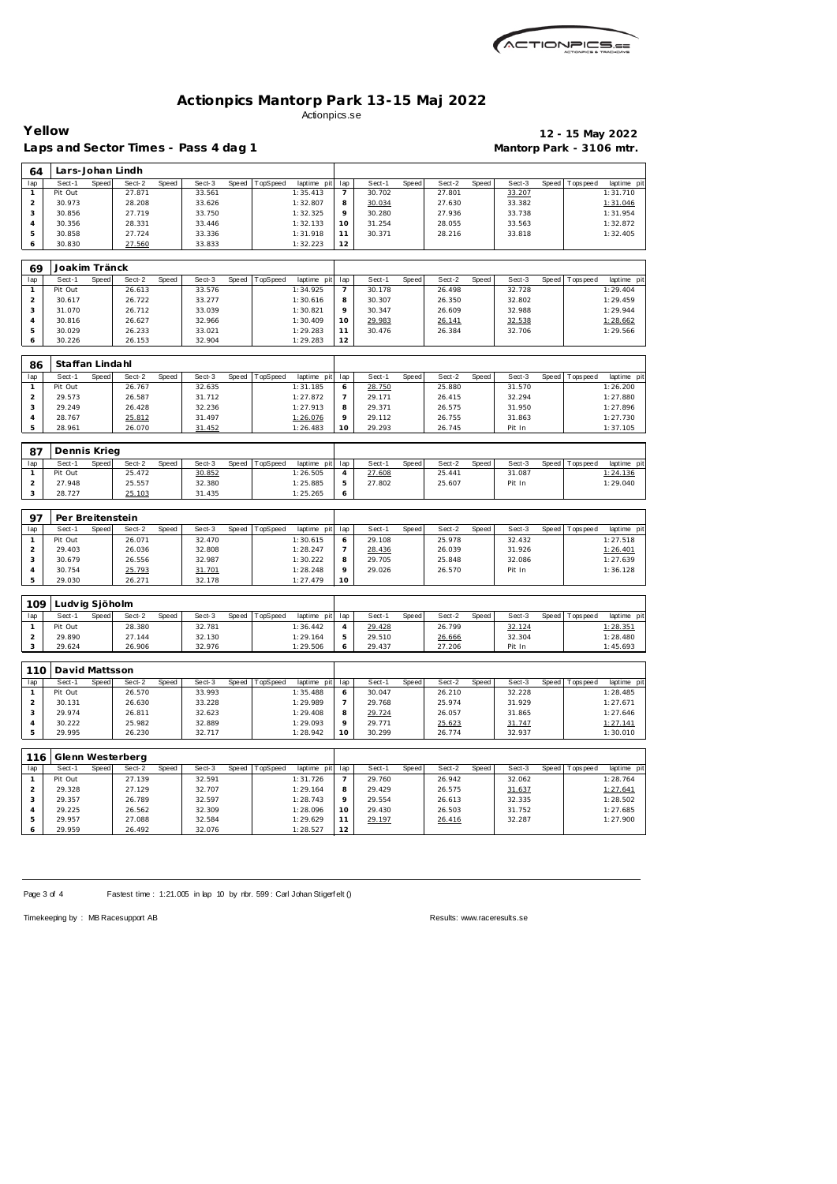# Actionpics Mantorp Park 13-15 Maj 2022

Actionpics.se

**Yellow** — **12 - 15 May 2022**

**Laps and Sector Times - Pass 4 dag 1** — **Mantorp Park - 3106 mtr.**

### 64 Lars-Johan Lindh

| lap | Sect-1 | Speed | Sect-2 | Speed | Sect-3 | Speed | TopSpeed | laptime pit | lap | Sect-1 | Speed | Sect-2 | Speed | Sect-3 | Speed | Topspeed | laptime pit |
|---|---|---|---|---|---|---|---|---|---|---|---|---|---|---|---|---|---|
| 1 | Pit Out | | 27.871 | | 33.561 | | | 1:35.413 | 7 | 30.702 | | 27.801 | | 33.207 | | | 1:31.710 |
| 2 | 30.973 | | 28.208 | | 33.626 | | | 1:32.807 | 8 | 30.034 | | 27.630 | | 33.382 | | | 1:31.046 |
| 3 | 30.856 | | 27.719 | | 33.750 | | | 1:32.325 | 9 | 30.280 | | 27.936 | | 33.738 | | | 1:31.954 |
| 4 | 30.356 | | 28.331 | | 33.446 | | | 1:32.133 | 10 | 31.254 | | 28.055 | | 33.563 | | | 1:32.872 |
| 5 | 30.858 | | 27.724 | | 33.336 | | | 1:31.918 | 11 | 30.371 | | 28.216 | | 33.818 | | | 1:32.405 |
| 6 | 30.830 | | 27.560 | | 33.833 | | | 1:32.223 | 12 | | | | | | | | |

### 69 Joakim Tränck

| lap | Sect-1 | Speed | Sect-2 | Speed | Sect-3 | Speed | TopSpeed | laptime pit | lap | Sect-1 | Speed | Sect-2 | Speed | Sect-3 | Speed | Topspeed | laptime pit |
|---|---|---|---|---|---|---|---|---|---|---|---|---|---|---|---|---|---|
| 1 | Pit Out | | 26.613 | | 33.576 | | | 1:34.925 | 7 | 30.178 | | 26.498 | | 32.728 | | | 1:29.404 |
| 2 | 30.617 | | 26.722 | | 33.277 | | | 1:30.616 | 8 | 30.307 | | 26.350 | | 32.802 | | | 1:29.459 |
| 3 | 31.070 | | 26.712 | | 33.039 | | | 1:30.821 | 9 | 30.347 | | 26.609 | | 32.988 | | | 1:29.944 |
| 4 | 30.816 | | 26.627 | | 32.966 | | | 1:30.409 | 10 | 29.983 | | 26.141 | | 32.538 | | | 1:28.662 |
| 5 | 30.029 | | 26.233 | | 33.021 | | | 1:29.283 | 11 | 30.476 | | 26.384 | | 32.706 | | | 1:29.566 |
| 6 | 30.226 | | 26.153 | | 32.904 | | | 1:29.283 | 12 | | | | | | | | |

### 86 Staffan Lindahl

| lap | Sect-1 | Speed | Sect-2 | Speed | Sect-3 | Speed | TopSpeed | laptime pit | lap | Sect-1 | Speed | Sect-2 | Speed | Sect-3 | Speed | Topspeed | laptime pit |
|---|---|---|---|---|---|---|---|---|---|---|---|---|---|---|---|---|---|
| 1 | Pit Out | | 26.767 | | 32.635 | | | 1:31.185 | 6 | 28.750 | | 25.880 | | 31.570 | | | 1:26.200 |
| 2 | 29.573 | | 26.587 | | 31.712 | | | 1:27.872 | 7 | 29.171 | | 26.415 | | 32.294 | | | 1:27.880 |
| 3 | 29.249 | | 26.428 | | 32.236 | | | 1:27.913 | 8 | 29.371 | | 26.575 | | 31.950 | | | 1:27.896 |
| 4 | 28.767 | | 25.812 | | 31.497 | | | 1:26.076 | 9 | 29.112 | | 26.755 | | 31.863 | | | 1:27.730 |
| 5 | 28.961 | | 26.070 | | 31.452 | | | 1:26.483 | 10 | 29.293 | | 26.745 | | Pit In | | | 1:37.105 |

### 87 Dennis Krieg

| lap | Sect-1 | Speed | Sect-2 | Speed | Sect-3 | Speed | TopSpeed | laptime pit | lap | Sect-1 | Speed | Sect-2 | Speed | Sect-3 | Speed | Topspeed | laptime pit |
|---|---|---|---|---|---|---|---|---|---|---|---|---|---|---|---|---|---|
| 1 | Pit Out | | 25.472 | | 30.852 | | | 1:26.505 | 4 | 27.608 | | 25.441 | | 31.087 | | | 1:24.136 |
| 2 | 27.948 | | 25.557 | | 32.380 | | | 1:25.885 | 5 | 27.802 | | 25.607 | | Pit In | | | 1:29.040 |
| 3 | 28.727 | | 25.103 | | 31.435 | | | 1:25.265 | 6 | | | | | | | | |

### 97 Per Breitenstein

| lap | Sect-1 | Speed | Sect-2 | Speed | Sect-3 | Speed | TopSpeed | laptime pit | lap | Sect-1 | Speed | Sect-2 | Speed | Sect-3 | Speed | Topspeed | laptime pit |
|---|---|---|---|---|---|---|---|---|---|---|---|---|---|---|---|---|---|
| 1 | Pit Out | | 26.071 | | 32.470 | | | 1:30.615 | 6 | 29.108 | | 25.978 | | 32.432 | | | 1:27.518 |
| 2 | 29.403 | | 26.036 | | 32.808 | | | 1:28.247 | 7 | 28.436 | | 26.039 | | 31.926 | | | 1:26.401 |
| 3 | 30.679 | | 26.556 | | 32.987 | | | 1:30.222 | 8 | 29.705 | | 25.848 | | 32.086 | | | 1:27.639 |
| 4 | 30.754 | | 25.793 | | 31.701 | | | 1:28.248 | 9 | 29.026 | | 26.570 | | Pit In | | | 1:36.128 |
| 5 | 29.030 | | 26.271 | | 32.178 | | | 1:27.479 | 10 | | | | | | | | |

### 109 Ludvig Sjöholm

| lap | Sect-1 | Speed | Sect-2 | Speed | Sect-3 | Speed | TopSpeed | laptime pit | lap | Sect-1 | Speed | Sect-2 | Speed | Sect-3 | Speed | Topspeed | laptime pit |
|---|---|---|---|---|---|---|---|---|---|---|---|---|---|---|---|---|---|
| 1 | Pit Out | | 28.380 | | 32.781 | | | 1:36.442 | 4 | 29.428 | | 26.799 | | 32.124 | | | 1:28.351 |
| 2 | 29.890 | | 27.144 | | 32.130 | | | 1:29.164 | 5 | 29.510 | | 26.666 | | 32.304 | | | 1:28.480 |
| 3 | 29.624 | | 26.906 | | 32.976 | | | 1:29.506 | 6 | 29.437 | | 27.206 | | Pit In | | | 1:45.693 |

### 110 David Mattsson

| lap | Sect-1 | Speed | Sect-2 | Speed | Sect-3 | Speed | TopSpeed | laptime pit | lap | Sect-1 | Speed | Sect-2 | Speed | Sect-3 | Speed | Topspeed | laptime pit |
|---|---|---|---|---|---|---|---|---|---|---|---|---|---|---|---|---|---|
| 1 | Pit Out | | 26.570 | | 33.993 | | | 1:35.488 | 6 | 30.047 | | 26.210 | | 32.228 | | | 1:28.485 |
| 2 | 30.131 | | 26.630 | | 33.228 | | | 1:29.989 | 7 | 29.768 | | 25.974 | | 31.929 | | | 1:27.671 |
| 3 | 29.974 | | 26.811 | | 32.623 | | | 1:29.408 | 8 | 29.724 | | 26.057 | | 31.865 | | | 1:27.646 |
| 4 | 30.222 | | 25.982 | | 32.889 | | | 1:29.093 | 9 | 29.771 | | 25.623 | | 31.747 | | | 1:27.141 |
| 5 | 29.995 | | 26.230 | | 32.717 | | | 1:28.942 | 10 | 30.299 | | 26.774 | | 32.937 | | | 1:30.010 |

### 116 Glenn Westerberg

| lap | Sect-1 | Speed | Sect-2 | Speed | Sect-3 | Speed | TopSpeed | laptime pit | lap | Sect-1 | Speed | Sect-2 | Speed | Sect-3 | Speed | Topspeed | laptime pit |
|---|---|---|---|---|---|---|---|---|---|---|---|---|---|---|---|---|---|
| 1 | Pit Out | | 27.139 | | 32.591 | | | 1:31.726 | 7 | 29.760 | | 26.942 | | 32.062 | | | 1:28.764 |
| 2 | 29.328 | | 27.129 | | 32.707 | | | 1:29.164 | 8 | 29.429 | | 26.575 | | 31.637 | | | 1:27.641 |
| 3 | 29.357 | | 26.789 | | 32.597 | | | 1:28.743 | 9 | 29.554 | | 26.613 | | 32.335 | | | 1:28.502 |
| 4 | 29.225 | | 26.562 | | 32.309 | | | 1:28.096 | 10 | 29.430 | | 26.503 | | 31.752 | | | 1:27.685 |
| 5 | 29.957 | | 27.088 | | 32.584 | | | 1:29.629 | 11 | 29.197 | | 26.416 | | 32.287 | | | 1:27.900 |
| 6 | 29.959 | | 26.492 | | 32.076 | | | 1:28.527 | 12 | | | | | | | | |

Fastest time : 1:21.005 in lap 10 by nbr. 599 : Carl Johan Stigerfelt ()

Timekeeping by : MB Racesupport AB — Results: www.raceresults.se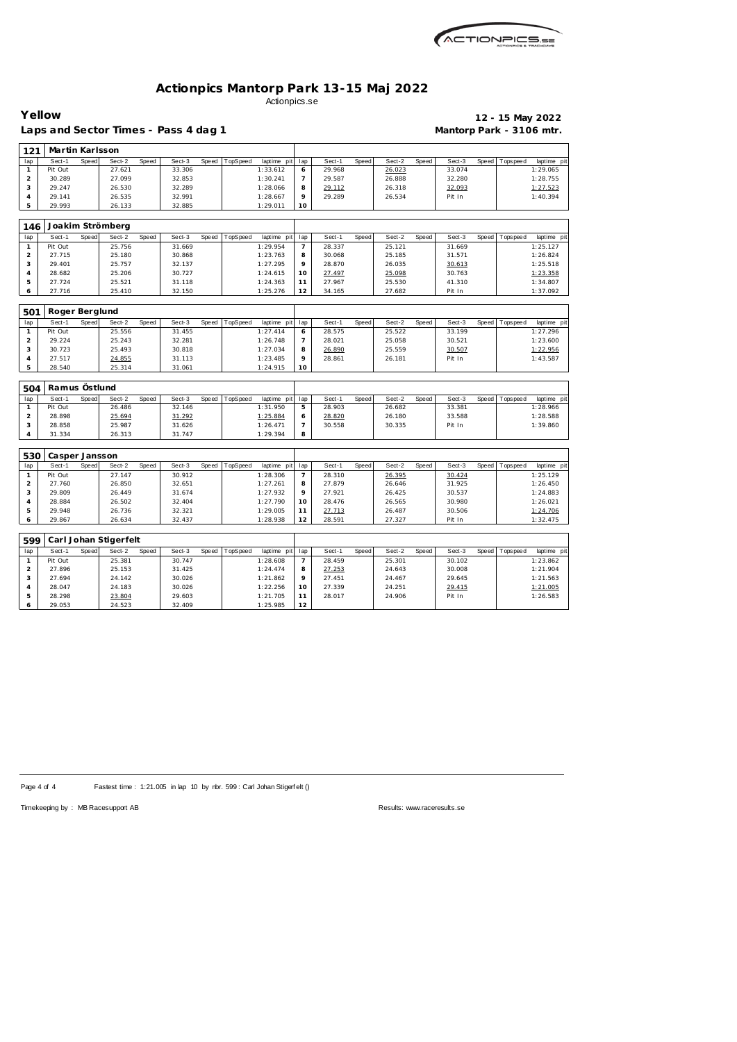# Actionpics Mantorp Park 13-15 Maj 2022

Actionpics.se

**Yellow** — **12 - 15 May 2022**

**Laps and Sector Times - Pass 4 dag 1** — **Mantorp Park - 3106 mtr.**

## 121 Martin Karlsson

| lap | Sect-1 | Speed | Sect-2 | Speed | Sect-3 | Speed | TopSpeed | laptime pit | lap | Sect-1 | Speed | Sect-2 | Speed | Sect-3 | Speed | Topspeed | laptime pit |
|---|---|---|---|---|---|---|---|---|---|---|---|---|---|---|---|---|---|
| 1 | Pit Out | | 27.621 | | 33.306 | | | 1:33.612 | 6 | 29.968 | | 26.023 | | 33.074 | | | 1:29.065 |
| 2 | 30.289 | | 27.099 | | 32.853 | | | 1:30.241 | 7 | 29.587 | | 26.888 | | 32.280 | | | 1:28.755 |
| 3 | 29.247 | | 26.530 | | 32.289 | | | 1:28.066 | 8 | 29.112 | | 26.318 | | 32.093 | | | 1:27.523 |
| 4 | 29.141 | | 26.535 | | 32.991 | | | 1:28.667 | 9 | 29.289 | | 26.534 | | Pit In | | | 1:40.394 |
| 5 | 29.993 | | 26.133 | | 32.885 | | | 1:29.011 | 10 | | | | | | | | |

## 146 Joakim Strömberg

| lap | Sect-1 | Speed | Sect-2 | Speed | Sect-3 | Speed | TopSpeed | laptime pit | lap | Sect-1 | Speed | Sect-2 | Speed | Sect-3 | Speed | Topspeed | laptime pit |
|---|---|---|---|---|---|---|---|---|---|---|---|---|---|---|---|---|---|
| 1 | Pit Out | | 25.756 | | 31.669 | | | 1:29.954 | 7 | 28.337 | | 25.121 | | 31.669 | | | 1:25.127 |
| 2 | 27.715 | | 25.180 | | 30.868 | | | 1:23.763 | 8 | 30.068 | | 25.185 | | 31.571 | | | 1:26.824 |
| 3 | 29.401 | | 25.757 | | 32.137 | | | 1:27.295 | 9 | 28.870 | | 26.035 | | 30.613 | | | 1:25.518 |
| 4 | 28.682 | | 25.206 | | 30.727 | | | 1:24.615 | 10 | 27.497 | | 25.098 | | 30.763 | | | 1:23.358 |
| 5 | 27.724 | | 25.521 | | 31.118 | | | 1:24.363 | 11 | 27.967 | | 25.530 | | 41.310 | | | 1:34.807 |
| 6 | 27.716 | | 25.410 | | 32.150 | | | 1:25.276 | 12 | 34.165 | | 27.682 | | Pit In | | | 1:37.092 |

## 501 Roger Berglund

| lap | Sect-1 | Speed | Sect-2 | Speed | Sect-3 | Speed | TopSpeed | laptime pit | lap | Sect-1 | Speed | Sect-2 | Speed | Sect-3 | Speed | Topspeed | laptime pit |
|---|---|---|---|---|---|---|---|---|---|---|---|---|---|---|---|---|---|
| 1 | Pit Out | | 25.556 | | 31.455 | | | 1:27.414 | 6 | 28.575 | | 25.522 | | 33.199 | | | 1:27.296 |
| 2 | 29.224 | | 25.243 | | 32.281 | | | 1:26.748 | 7 | 28.021 | | 25.058 | | 30.521 | | | 1:23.600 |
| 3 | 30.723 | | 25.493 | | 30.818 | | | 1:27.034 | 8 | 26.890 | | 25.559 | | 30.507 | | | 1:22.956 |
| 4 | 27.517 | | 24.855 | | 31.113 | | | 1:23.485 | 9 | 28.861 | | 26.181 | | Pit In | | | 1:43.587 |
| 5 | 28.540 | | 25.314 | | 31.061 | | | 1:24.915 | 10 | | | | | | | | |

## 504 Ramus Östlund

| lap | Sect-1 | Speed | Sect-2 | Speed | Sect-3 | Speed | TopSpeed | laptime pit | lap | Sect-1 | Speed | Sect-2 | Speed | Sect-3 | Speed | Topspeed | laptime pit |
|---|---|---|---|---|---|---|---|---|---|---|---|---|---|---|---|---|---|
| 1 | Pit Out | | 26.486 | | 32.146 | | | 1:31.950 | 5 | 28.903 | | 26.682 | | 33.381 | | | 1:28.966 |
| 2 | 28.898 | | 25.694 | | 31.292 | | | 1:25.884 | 6 | 28.820 | | 26.180 | | 33.588 | | | 1:28.588 |
| 3 | 28.858 | | 25.987 | | 31.626 | | | 1:26.471 | 7 | 30.558 | | 30.335 | | Pit In | | | 1:39.860 |
| 4 | 31.334 | | 26.313 | | 31.747 | | | 1:29.394 | 8 | | | | | | | | |

## 530 Casper Jansson

| lap | Sect-1 | Speed | Sect-2 | Speed | Sect-3 | Speed | TopSpeed | laptime pit | lap | Sect-1 | Speed | Sect-2 | Speed | Sect-3 | Speed | Topspeed | laptime pit |
|---|---|---|---|---|---|---|---|---|---|---|---|---|---|---|---|---|---|
| 1 | Pit Out | | 27.147 | | 30.912 | | | 1:28.306 | 7 | 28.310 | | 26.395 | | 30.424 | | | 1:25.129 |
| 2 | 27.760 | | 26.850 | | 32.651 | | | 1:27.261 | 8 | 27.879 | | 26.646 | | 31.925 | | | 1:26.450 |
| 3 | 29.809 | | 26.449 | | 31.674 | | | 1:27.932 | 9 | 27.921 | | 26.425 | | 30.537 | | | 1:24.883 |
| 4 | 28.884 | | 26.502 | | 32.404 | | | 1:27.790 | 10 | 28.476 | | 26.565 | | 30.980 | | | 1:26.021 |
| 5 | 29.948 | | 26.736 | | 32.321 | | | 1:29.005 | 11 | 27.713 | | 26.487 | | 30.506 | | | 1:24.706 |
| 6 | 29.867 | | 26.634 | | 32.437 | | | 1:28.938 | 12 | 28.591 | | 27.327 | | Pit In | | | 1:32.475 |

## 599 Carl Johan Stigerfelt

| lap | Sect-1 | Speed | Sect-2 | Speed | Sect-3 | Speed | TopSpeed | laptime pit | lap | Sect-1 | Speed | Sect-2 | Speed | Sect-3 | Speed | Topspeed | laptime pit |
|---|---|---|---|---|---|---|---|---|---|---|---|---|---|---|---|---|---|
| 1 | Pit Out | | 25.381 | | 30.747 | | | 1:28.608 | 7 | 28.459 | | 25.301 | | 30.102 | | | 1:23.862 |
| 2 | 27.896 | | 25.153 | | 31.425 | | | 1:24.474 | 8 | 27.253 | | 24.643 | | 30.008 | | | 1:21.904 |
| 3 | 27.694 | | 24.142 | | 30.026 | | | 1:21.862 | 9 | 27.451 | | 24.467 | | 29.645 | | | 1:21.563 |
| 4 | 28.047 | | 24.183 | | 30.026 | | | 1:22.256 | 10 | 27.339 | | 24.251 | | 29.415 | | | 1:21.005 |
| 5 | 28.298 | | 23.804 | | 29.603 | | | 1:21.705 | 11 | 28.017 | | 24.906 | | Pit In | | | 1:26.583 |
| 6 | 29.053 | | 24.523 | | 32.409 | | | 1:25.985 | 12 | | | | | | | | |

Fastest time : 1:21.005 in lap 10 by nbr. 599 : Carl Johan Stigerfelt ()

Timekeeping by : MB Racesupport AB

Results: www.raceresults.se